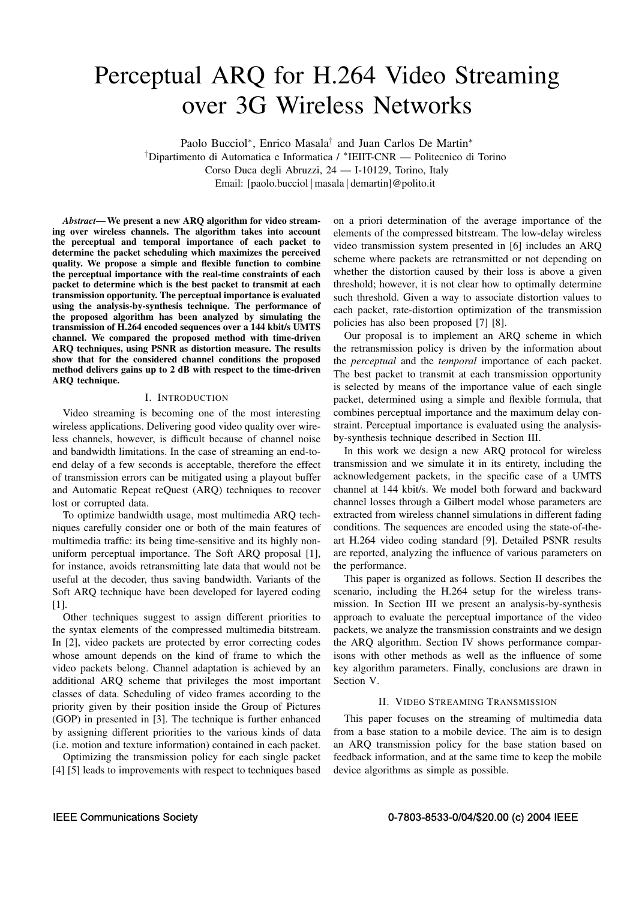# Perceptual ARQ for H.264 Video Streaming over 3G Wireless Networks

Paolo Bucciol*, Enrico Masala† and Juan Carlos De Martin*

†Dipartimento di Automatica e Informatica / *IEIIT-CNR — Politecnico di Torino

Corso Duca degli Abruzzi, 24 — I-10129, Torino, Italy

Email: [paolo.bucciol | masala | demartin]@polito.it

***Abstract*— We present a new ARQ algorithm for video streaming over wireless channels. The algorithm takes into account the perceptual and temporal importance of each packet to determine the packet scheduling which maximizes the perceived quality. We propose a simple and flexible function to combine the perceptual importance with the real-time constraints of each packet to determine which is the best packet to transmit at each transmission opportunity. The perceptual importance is evaluated using the analysis-by-synthesis technique. The performance of the proposed algorithm has been analyzed by simulating the transmission of H.264 encoded sequences over a 144 kbit/s UMTS channel. We compared the proposed method with time-driven ARQ techniques, using PSNR as distortion measure. The results show that for the considered channel conditions the proposed method delivers gains up to 2 dB with respect to the time-driven ARQ technique.**

## I. Introduction

Video streaming is becoming one of the most interesting wireless applications. Delivering good video quality over wireless channels, however, is difficult because of channel noise and bandwidth limitations. In the case of streaming an end-to-end delay of a few seconds is acceptable, therefore the effect of transmission errors can be mitigated using a playout buffer and Automatic Repeat reQuest (ARQ) techniques to recover lost or corrupted data.

To optimize bandwidth usage, most multimedia ARQ techniques carefully consider one or both of the main features of multimedia traffic: its being time-sensitive and its highly non-uniform perceptual importance. The Soft ARQ proposal [1], for instance, avoids retransmitting late data that would not be useful at the decoder, thus saving bandwidth. Variants of the Soft ARQ technique have been developed for layered coding [1].

Other techniques suggest to assign different priorities to the syntax elements of the compressed multimedia bitstream. In [2], video packets are protected by error correcting codes whose amount depends on the kind of frame to which the video packets belong. Channel adaptation is achieved by an additional ARQ scheme that privileges the most important classes of data. Scheduling of video frames according to the priority given by their position inside the Group of Pictures (GOP) in presented in [3]. The technique is further enhanced by assigning different priorities to the various kinds of data (i.e. motion and texture information) contained in each packet.

Optimizing the transmission policy for each single packet [4] [5] leads to improvements with respect to techniques based on a priori determination of the average importance of the elements of the compressed bitstream. The low-delay wireless video transmission system presented in [6] includes an ARQ scheme where packets are retransmitted or not depending on whether the distortion caused by their loss is above a given threshold; however, it is not clear how to optimally determine such threshold. Given a way to associate distortion values to each packet, rate-distortion optimization of the transmission policies has also been proposed [7] [8].

Our proposal is to implement an ARQ scheme in which the retransmission policy is driven by the information about the *perceptual* and the *temporal* importance of each packet. The best packet to transmit at each transmission opportunity is selected by means of the importance value of each single packet, determined using a simple and flexible formula, that combines perceptual importance and the maximum delay constraint. Perceptual importance is evaluated using the analysis-by-synthesis technique described in Section III.

In this work we design a new ARQ protocol for wireless transmission and we simulate it in its entirety, including the acknowledgement packets, in the specific case of a UMTS channel at 144 kbit/s. We model both forward and backward channel losses through a Gilbert model whose parameters are extracted from wireless channel simulations in different fading conditions. The sequences are encoded using the state-of-the-art H.264 video coding standard [9]. Detailed PSNR results are reported, analyzing the influence of various parameters on the performance.

This paper is organized as follows. Section II describes the scenario, including the H.264 setup for the wireless transmission. In Section III we present an analysis-by-synthesis approach to evaluate the perceptual importance of the video packets, we analyze the transmission constraints and we design the ARQ algorithm. Section IV shows performance comparisons with other methods as well as the influence of some key algorithm parameters. Finally, conclusions are drawn in Section V.

## II. Video Streaming Transmission

This paper focuses on the streaming of multimedia data from a base station to a mobile device. The aim is to design an ARQ transmission policy for the base station based on feedback information, and at the same time to keep the mobile device algorithms as simple as possible.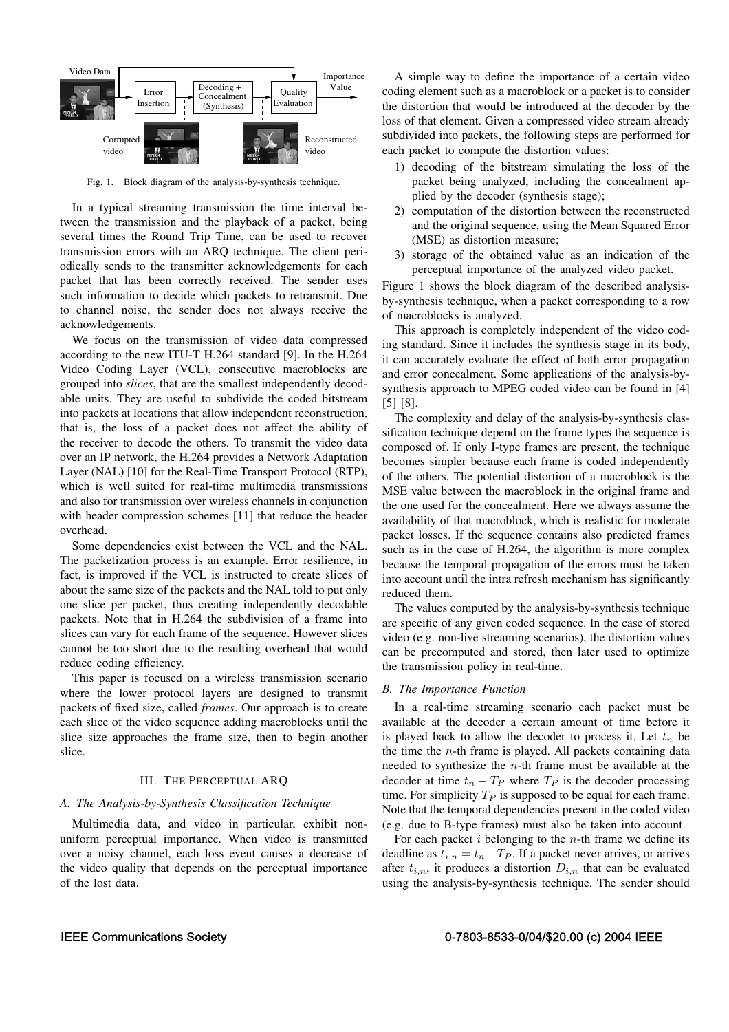Video Data

Error Insertion

Decoding + Concealment (Synthesis)

Quality Evaluation

Importance Value

Corrupted video

Reconstructed video

Fig. 1. Block diagram of the analysis-by-synthesis technique.

In a typical streaming transmission the time interval between the transmission and the playback of a packet, being several times the Round Trip Time, can be used to recover transmission errors with an ARQ technique. The client periodically sends to the transmitter acknowledgements for each packet that has been correctly received. The sender uses such information to decide which packets to retransmit. Due to channel noise, the sender does not always receive the acknowledgements.

We focus on the transmission of video data compressed according to the new ITU-T H.264 standard [9]. In the H.264 Video Coding Layer (VCL), consecutive macroblocks are grouped into *slices*, that are the smallest independently decodable units. They are useful to subdivide the coded bitstream into packets at locations that allow independent reconstruction, that is, the loss of a packet does not affect the ability of the receiver to decode the others. To transmit the video data over an IP network, the H.264 provides a Network Adaptation Layer (NAL) [10] for the Real-Time Transport Protocol (RTP), which is well suited for real-time multimedia transmissions and also for transmission over wireless channels in conjunction with header compression schemes [11] that reduce the header overhead.

Some dependencies exist between the VCL and the NAL. The packetization process is an example. Error resilience, in fact, is improved if the VCL is instructed to create slices of about the same size of the packets and the NAL told to put only one slice per packet, thus creating independently decodable packets. Note that in H.264 the subdivision of a frame into slices can vary for each frame of the sequence. However slices cannot be too short due to the resulting overhead that would reduce coding efficiency.

This paper is focused on a wireless transmission scenario where the lower protocol layers are designed to transmit packets of fixed size, called *frames*. Our approach is to create each slice of the video sequence adding macroblocks until the slice size approaches the frame size, then to begin another slice.

## III. The Perceptual ARQ

### A. The Analysis-by-Synthesis Classification Technique

Multimedia data, and video in particular, exhibit non-uniform perceptual importance. When video is transmitted over a noisy channel, each loss event causes a decrease of the video quality that depends on the perceptual importance of the lost data.

A simple way to define the importance of a certain video coding element such as a macroblock or a packet is to consider the distortion that would be introduced at the decoder by the loss of that element. Given a compressed video stream already subdivided into packets, the following steps are performed for each packet to compute the distortion values:

1) decoding of the bitstream simulating the loss of the packet being analyzed, including the concealment applied by the decoder (synthesis stage);
2) computation of the distortion between the reconstructed and the original sequence, using the Mean Squared Error (MSE) as distortion measure;
3) storage of the obtained value as an indication of the perceptual importance of the analyzed video packet.

Figure 1 shows the block diagram of the described analysis-by-synthesis technique, when a packet corresponding to a row of macroblocks is analyzed.

This approach is completely independent of the video coding standard. Since it includes the synthesis stage in its body, it can accurately evaluate the effect of both error propagation and error concealment. Some applications of the analysis-by-synthesis approach to MPEG coded video can be found in [4] [5] [8].

The complexity and delay of the analysis-by-synthesis classification technique depend on the frame types the sequence is composed of. If only I-type frames are present, the technique becomes simpler because each frame is coded independently of the others. The potential distortion of a macroblock is the MSE value between the macroblock in the original frame and the one used for the concealment. Here we always assume the availability of that macroblock, which is realistic for moderate packet losses. If the sequence contains also predicted frames such as in the case of H.264, the algorithm is more complex because the temporal propagation of the errors must be taken into account until the intra refresh mechanism has significantly reduced them.

The values computed by the analysis-by-synthesis technique are specific of any given coded sequence. In the case of stored video (e.g. non-live streaming scenarios), the distortion values can be precomputed and stored, then later used to optimize the transmission policy in real-time.

### B. The Importance Function

In a real-time streaming scenario each packet must be available at the decoder a certain amount of time before it is played back to allow the decoder to process it. Let $t_n$ be the time the $n$-th frame is played. All packets containing data needed to synthesize the $n$-th frame must be available at the decoder at time $t_n - T_P$ where $T_P$ is the decoder processing time. For simplicity $T_P$ is supposed to be equal for each frame. Note that the temporal dependencies present in the coded video (e.g. due to B-type frames) must also be taken into account.

For each packet $i$ belonging to the $n$-th frame we define its deadline as $t_{i,n} = t_n - T_P$. If a packet never arrives, or arrives after $t_{i,n}$, it produces a distortion $D_{i,n}$ that can be evaluated using the analysis-by-synthesis technique. The sender should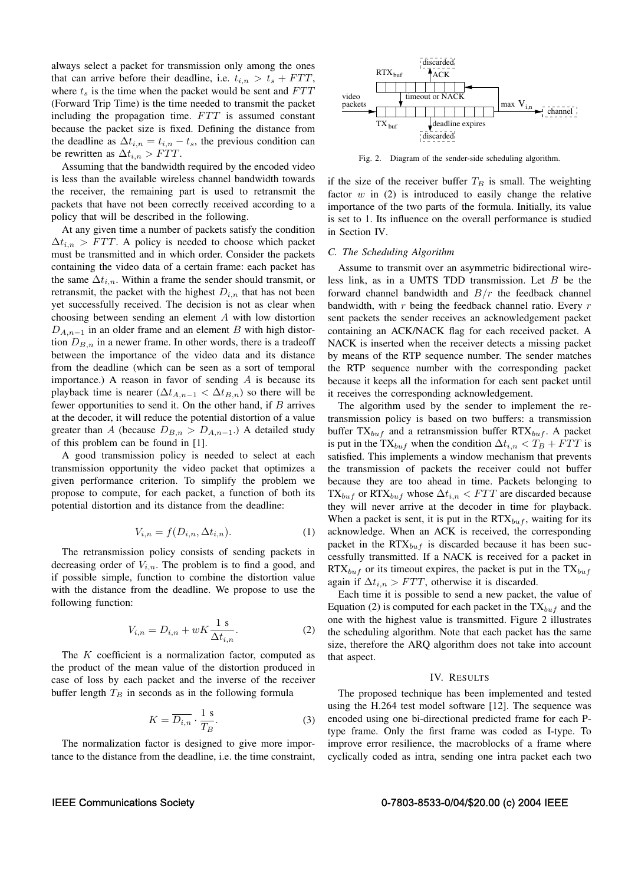always select a packet for transmission only among the ones that can arrive before their deadline, i.e. $t_{i,n} > t_s + FTT$, where $t_s$ is the time when the packet would be sent and $FTT$ (Forward Trip Time) is the time needed to transmit the packet including the propagation time. $FTT$ is assumed constant because the packet size is fixed. Defining the distance from the deadline as $\Delta t_{i,n} = t_{i,n} - t_s$, the previous condition can be rewritten as $\Delta t_{i,n} > FTT$.

Assuming that the bandwidth required by the encoded video is less than the available wireless channel bandwidth towards the receiver, the remaining part is used to retransmit the packets that have not been correctly received according to a policy that will be described in the following.

At any given time a number of packets satisfy the condition $\Delta t_{i,n} > FTT$. A policy is needed to choose which packet must be transmitted and in which order. Consider the packets containing the video data of a certain frame: each packet has the same $\Delta t_{i,n}$. Within a frame the sender should transmit, or retransmit, the packet with the highest $D_{i,n}$ that has not been yet successfully received. The decision is not as clear when choosing between sending an element $A$ with low distortion $D_{A,n-1}$ in an older frame and an element $B$ with high distortion $D_{B,n}$ in a newer frame. In other words, there is a tradeoff between the importance of the video data and its distance from the deadline (which can be seen as a sort of temporal importance.) A reason in favor of sending $A$ is because its playback time is nearer ($\Delta t_{A,n-1} < \Delta t_{B,n}$) so there will be fewer opportunities to send it. On the other hand, if $B$ arrives at the decoder, it will reduce the potential distortion of a value greater than $A$ (because $D_{B,n} > D_{A,n-1}$.) A detailed study of this problem can be found in [1].

A good transmission policy is needed to select at each transmission opportunity the video packet that optimizes a given performance criterion. To simplify the problem we propose to compute, for each packet, a function of both its potential distortion and its distance from the deadline:

$$V_{i,n} = f(D_{i,n}, \Delta t_{i,n}). \tag{1}$$

The retransmission policy consists of sending packets in decreasing order of $V_{i,n}$. The problem is to find a good, and if possible simple, function to combine the distortion value with the distance from the deadline. We propose to use the following function:

$$V_{i,n} = D_{i,n} + wK \frac{1 \text{ s}}{\Delta t_{i,n}}. \tag{2}$$

The $K$ coefficient is a normalization factor, computed as the product of the mean value of the distortion produced in case of loss by each packet and the inverse of the receiver buffer length $T_B$ in seconds as in the following formula

$$K = \overline{D_{i,n}} \cdot \frac{1 \text{ s}}{T_B}. \tag{3}$$

The normalization factor is designed to give more importance to the distance from the deadline, i.e. the time constraint, if the size of the receiver buffer $T_B$ is small. The weighting factor $w$ in (2) is introduced to easily change the relative importance of the two parts of the formula. Initially, its value is set to 1. Its influence on the overall performance is studied in Section IV.

### C. The Scheduling Algorithm

Assume to transmit over an asymmetric bidirectional wireless link, as in a UMTS TDD transmission. Let $B$ be the forward channel bandwidth and $B/r$ the feedback channel bandwidth, with $r$ being the feedback channel ratio. Every $r$ sent packets the sender receives an acknowledgement packet containing an ACK/NACK flag for each received packet. A NACK is inserted when the receiver detects a missing packet by means of the RTP sequence number. The sender matches the RTP sequence number with the corresponding packet because it keeps all the information for each sent packet until it receives the corresponding acknowledgement.

The algorithm used by the sender to implement the retransmission policy is based on two buffers: a transmission buffer $\text{TX}_{buf}$ and a retransmission buffer $\text{RTX}_{buf}$. A packet is put in the $\text{TX}_{buf}$ when the condition $\Delta t_{i,n} < T_B + FTT$ is satisfied. This implements a window mechanism that prevents the transmission of packets the receiver could not buffer because they are too ahead in time. Packets belonging to $\text{TX}_{buf}$ or $\text{RTX}_{buf}$ whose $\Delta t_{i,n} < FTT$ are discarded because they will never arrive at the decoder in time for playback. When a packet is sent, it is put in the $\text{RTX}_{buf}$, waiting for its acknowledge. When an ACK is received, the corresponding packet in the $\text{RTX}_{buf}$ is discarded because it has been successfully transmitted. If a NACK is received for a packet in $\text{RTX}_{buf}$ or its timeout expires, the packet is put in the $\text{TX}_{buf}$ again if $\Delta t_{i,n} > FTT$, otherwise it is discarded.

Each time it is possible to send a new packet, the value of Equation (2) is computed for each packet in the $\text{TX}_{buf}$ and the one with the highest value is transmitted. Figure 2 illustrates the scheduling algorithm. Note that each packet has the same size, therefore the ARQ algorithm does not take into account that aspect.

Fig. 2. Diagram of the sender-side scheduling algorithm.

## IV. Results

The proposed technique has been implemented and tested using the H.264 test model software [12]. The sequence was encoded using one bi-directional predicted frame for each P-type frame. Only the first frame was coded as I-type. To improve error resilience, the macroblocks of a frame where cyclically coded as intra, sending one intra packet each two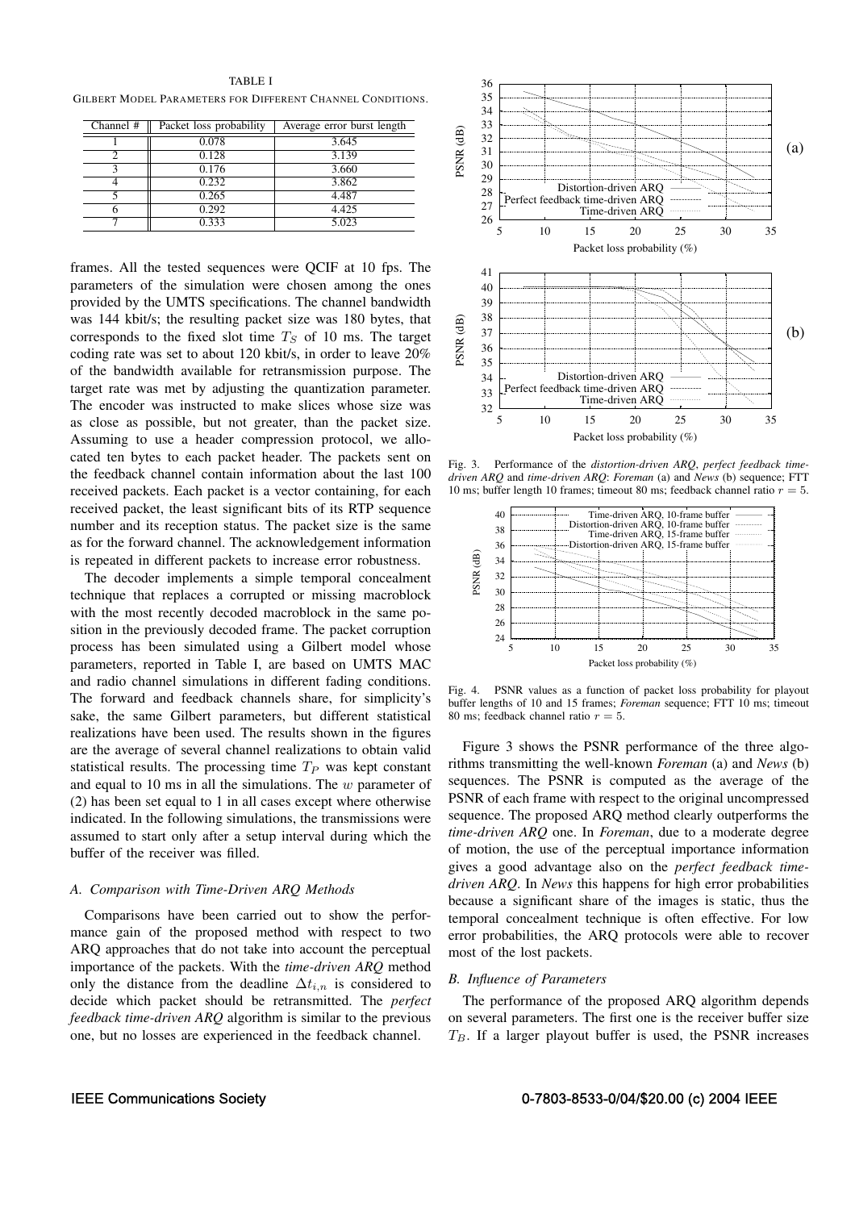TABLE I
GILBERT MODEL PARAMETERS FOR DIFFERENT CHANNEL CONDITIONS.

| Channel # | Packet loss probability | Average error burst length |
|---|---|---|
| 1 | 0.078 | 3.645 |
| 2 | 0.128 | 3.139 |
| 3 | 0.176 | 3.660 |
| 4 | 0.232 | 3.862 |
| 5 | 0.265 | 4.487 |
| 6 | 0.292 | 4.425 |
| 7 | 0.333 | 5.023 |

frames. All the tested sequences were QCIF at 10 fps. The parameters of the simulation were chosen among the ones provided by the UMTS specifications. The channel bandwidth was 144 kbit/s; the resulting packet size was 180 bytes, that corresponds to the fixed slot time $T_S$ of 10 ms. The target coding rate was set to about 120 kbit/s, in order to leave 20% of the bandwidth available for retransmission purpose. The target rate was met by adjusting the quantization parameter. The encoder was instructed to make slices whose size was as close as possible, but not greater, than the packet size. Assuming to use a header compression protocol, we allocated ten bytes to each packet header. The packets sent on the feedback channel contain information about the last 100 received packets. Each packet is a vector containing, for each received packet, the least significant bits of its RTP sequence number and its reception status. The packet size is the same as for the forward channel. The acknowledgement information is repeated in different packets to increase error robustness.

The decoder implements a simple temporal concealment technique that replaces a corrupted or missing macroblock with the most recently decoded macroblock in the same position in the previously decoded frame. The packet corruption process has been simulated using a Gilbert model whose parameters, reported in Table I, are based on UMTS MAC and radio channel simulations in different fading conditions. The forward and feedback channels share, for simplicity's sake, the same Gilbert parameters, but different statistical realizations have been used. The results shown in the figures are the average of several channel realizations to obtain valid statistical results. The processing time $T_P$ was kept constant and equal to 10 ms in all the simulations. The $w$ parameter of (2) has been set equal to 1 in all cases except where otherwise indicated. In the following simulations, the transmissions were assumed to start only after a setup interval during which the buffer of the receiver was filled.

### *A. Comparison with Time-Driven ARQ Methods*

Comparisons have been carried out to show the performance gain of the proposed method with respect to two ARQ approaches that do not take into account the perceptual importance of the packets. With the *time-driven ARQ* method only the distance from the deadline $\Delta t_{i,n}$ is considered to decide which packet should be retransmitted. The *perfect feedback time-driven ARQ* algorithm is similar to the previous one, but no losses are experienced in the feedback channel.

Fig. 3. Performance of the *distortion-driven ARQ*, *perfect feedback time-driven ARQ* and *time-driven ARQ*: *Foreman* (a) and *News* (b) sequence; FTT 10 ms; buffer length 10 frames; timeout 80 ms; feedback channel ratio $r = 5$.

Fig. 4. PSNR values as a function of packet loss probability for playout buffer lengths of 10 and 15 frames; *Foreman* sequence; FTT 10 ms; timeout 80 ms; feedback channel ratio $r = 5$.

Figure 3 shows the PSNR performance of the three algorithms transmitting the well-known *Foreman* (a) and *News* (b) sequences. The PSNR is computed as the average of the PSNR of each frame with respect to the original uncompressed sequence. The proposed ARQ method clearly outperforms the *time-driven ARQ* one. In *Foreman*, due to a moderate degree of motion, the use of the perceptual importance information gives a good advantage also on the *perfect feedback time-driven ARQ*. In *News* this happens for high error probabilities because a significant share of the images is static, thus the temporal concealment technique is often effective. For low error probabilities, the ARQ protocols were able to recover most of the lost packets.

### *B. Influence of Parameters*

The performance of the proposed ARQ algorithm depends on several parameters. The first one is the receiver buffer size $T_B$. If a larger playout buffer is used, the PSNR increases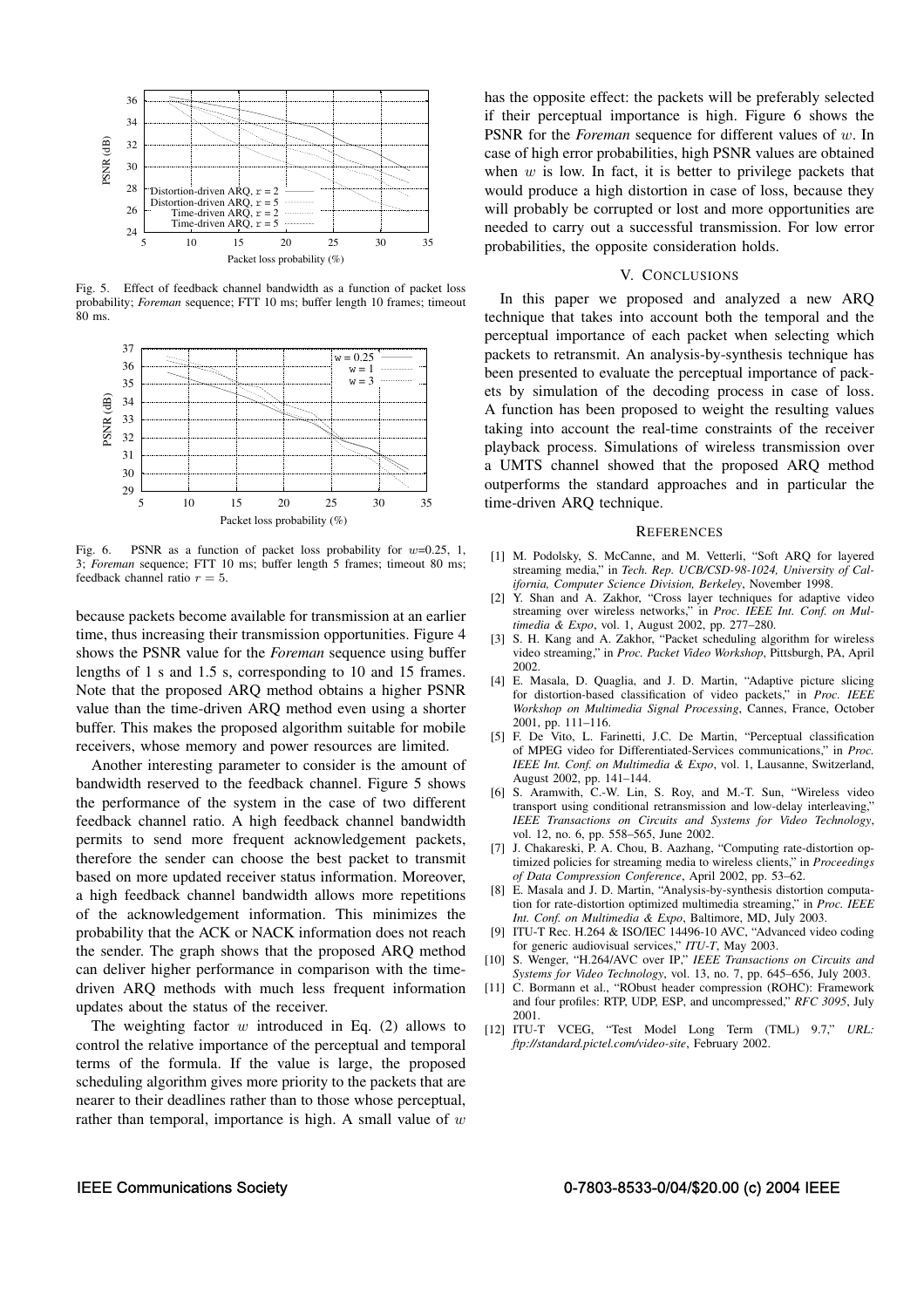36
34
32
30
28
26
24
PSNR (dB)
5 10 15 20 25 30 35
Packet loss probability (%)
Distortion-driven ARQ, $r = 2$
Distortion-driven ARQ, $r = 5$
Time-driven ARQ, $r = 2$
Time-driven ARQ, $r = 5$

Fig. 5. Effect of feedback channel bandwidth as a function of packet loss probability; *Foreman* sequence; FTT 10 ms; buffer length 10 frames; timeout 80 ms.

37
36
35
34
33
32
31
30
29
PSNR (dB)
5 10 15 20 25 30 35
Packet loss probability (%)
w = 0.25
w = 1
w = 3

Fig. 6. PSNR as a function of packet loss probability for $w$=0.25, 1, 3; *Foreman* sequence; FTT 10 ms; buffer length 5 frames; timeout 80 ms; feedback channel ratio $r = 5$.

because packets become available for transmission at an earlier time, thus increasing their transmission opportunities. Figure 4 shows the PSNR value for the *Foreman* sequence using buffer lengths of 1 s and 1.5 s, corresponding to 10 and 15 frames. Note that the proposed ARQ method obtains a higher PSNR value than the time-driven ARQ method even using a shorter buffer. This makes the proposed algorithm suitable for mobile receivers, whose memory and power resources are limited.

Another interesting parameter to consider is the amount of bandwidth reserved to the feedback channel. Figure 5 shows the performance of the system in the case of two different feedback channel ratio. A high feedback channel bandwidth permits to send more frequent acknowledgement packets, therefore the sender can choose the best packet to transmit based on more updated receiver status information. Moreover, a high feedback channel bandwidth allows more repetitions of the acknowledgement information. This minimizes the probability that the ACK or NACK information does not reach the sender. The graph shows that the proposed ARQ method can deliver higher performance in comparison with the time-driven ARQ methods with much less frequent information updates about the status of the receiver.

The weighting factor $w$ introduced in Eq. (2) allows to control the relative importance of the perceptual and temporal terms of the formula. If the value is large, the proposed scheduling algorithm gives more priority to the packets that are nearer to their deadlines rather than to those whose perceptual, rather than temporal, importance is high. A small value of $w$ has the opposite effect: the packets will be preferably selected if their perceptual importance is high. Figure 6 shows the PSNR for the *Foreman* sequence for different values of $w$. In case of high error probabilities, high PSNR values are obtained when $w$ is low. In fact, it is better to privilege packets that would produce a high distortion in case of loss, because they will probably be corrupted or lost and more opportunities are needed to carry out a successful transmission. For low error probabilities, the opposite consideration holds.

## V. Conclusions

In this paper we proposed and analyzed a new ARQ technique that takes into account both the temporal and the perceptual importance of each packet when selecting which packets to retransmit. An analysis-by-synthesis technique has been presented to evaluate the perceptual importance of packets by simulation of the decoding process in case of loss. A function has been proposed to weight the resulting values taking into account the real-time constraints of the receiver playback process. Simulations of wireless transmission over a UMTS channel showed that the proposed ARQ method outperforms the standard approaches and in particular the time-driven ARQ technique.

## References

[1] M. Podolsky, S. McCanne, and M. Vetterli, "Soft ARQ for layered streaming media," in *Tech. Rep. UCB/CSD-98-1024, University of California, Computer Science Division, Berkeley*, November 1998.

[2] Y. Shan and A. Zakhor, "Cross layer techniques for adaptive video streaming over wireless networks," in *Proc. IEEE Int. Conf. on Multimedia & Expo*, vol. 1, August 2002, pp. 277–280.

[3] S. H. Kang and A. Zakhor, "Packet scheduling algorithm for wireless video streaming," in *Proc. Packet Video Workshop*, Pittsburgh, PA, April 2002.

[4] E. Masala, D. Quaglia, and J. D. Martin, "Adaptive picture slicing for distortion-based classification of video packets," in *Proc. IEEE Workshop on Multimedia Signal Processing*, Cannes, France, October 2001, pp. 111–116.

[5] F. De Vito, L. Farinetti, J.C. De Martin, "Perceptual classification of MPEG video for Differentiated-Services communications," in *Proc. IEEE Int. Conf. on Multimedia & Expo*, vol. 1, Lausanne, Switzerland, August 2002, pp. 141–144.

[6] S. Aramwith, C.-W. Lin, S. Roy, and M.-T. Sun, "Wireless video transport using conditional retransmission and low-delay interleaving," *IEEE Transactions on Circuits and Systems for Video Technology*, vol. 12, no. 6, pp. 558–565, June 2002.

[7] J. Chakareski, P. A. Chou, B. Aazhang, "Computing rate-distortion optimized policies for streaming media to wireless clients," in *Proceedings of Data Compression Conference*, April 2002, pp. 53–62.

[8] E. Masala and J. D. Martin, "Analysis-by-synthesis distortion computation for rate-distortion optimized multimedia streaming," in *Proc. IEEE Int. Conf. on Multimedia & Expo*, Baltimore, MD, July 2003.

[9] ITU-T Rec. H.264 & ISO/IEC 14496-10 AVC, "Advanced video coding for generic audiovisual services," *ITU-T*, May 2003.

[10] S. Wenger, "H.264/AVC over IP," *IEEE Transactions on Circuits and Systems for Video Technology*, vol. 13, no. 7, pp. 645–656, July 2003.

[11] C. Bormann et al., "RObust header compression (ROHC): Framework and four profiles: RTP, UDP, ESP, and uncompressed," *RFC 3095*, July 2001.

[12] ITU-T VCEG, "Test Model Long Term (TML) 9.7," *URL: ftp://standard.pictel.com/video-site*, February 2002.